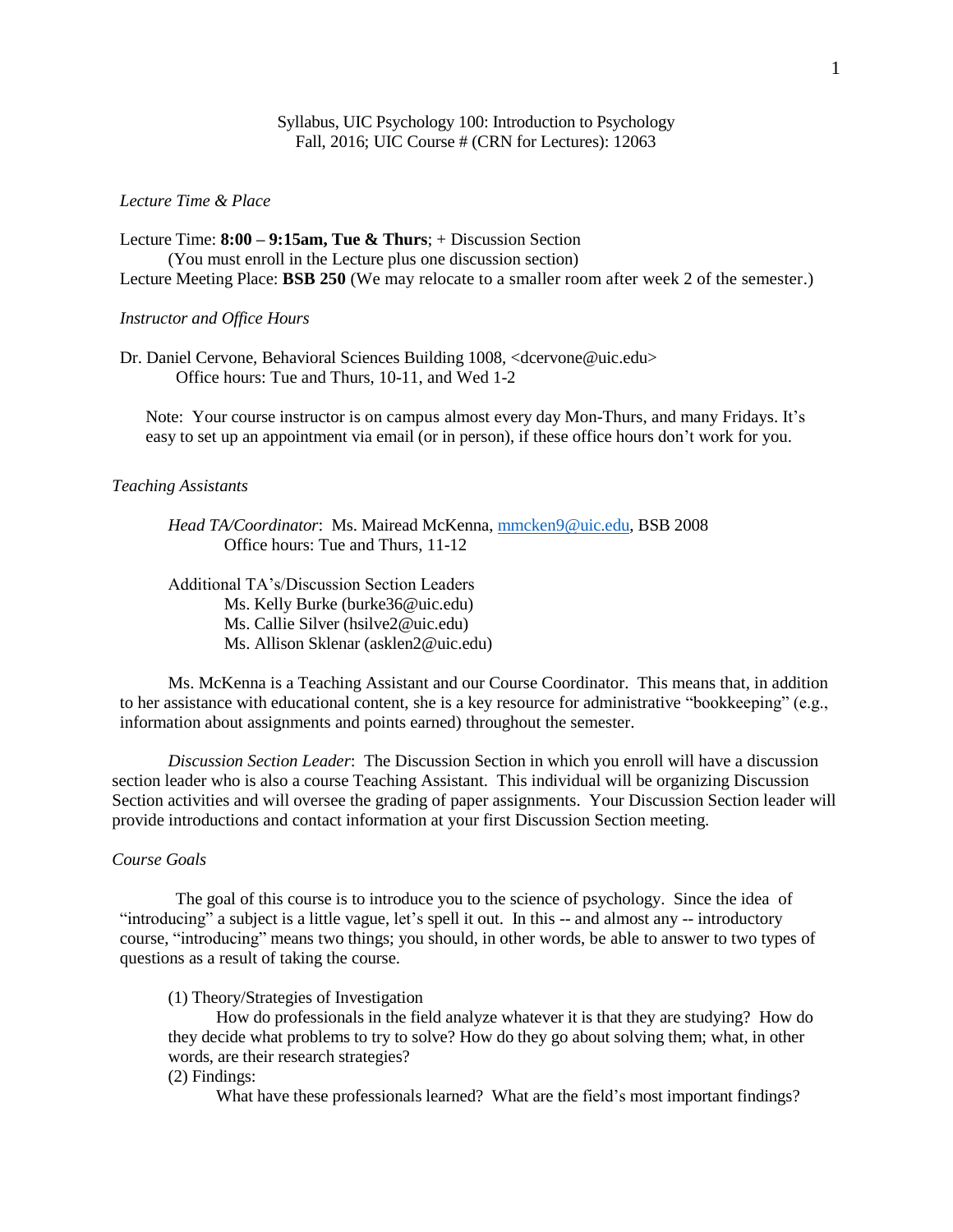Syllabus, UIC Psychology 100: Introduction to Psychology
Fall, 2016; UIC Course # (CRN for Lectures): 12063

*Lecture Time & Place*

Lecture Time: **8:00 – 9:15am, Tue & Thurs**; + Discussion Section
(You must enroll in the Lecture plus one discussion section)
Lecture Meeting Place: **BSB 250** (We may relocate to a smaller room after week 2 of the semester.)

*Instructor and Office Hours*

Dr. Daniel Cervone, Behavioral Sciences Building 1008, <dcervone@uic.edu>
Office hours: Tue and Thurs, 10-11, and Wed 1-2

Note: Your course instructor is on campus almost every day Mon-Thurs, and many Fridays. It's easy to set up an appointment via email (or in person), if these office hours don't work for you.

*Teaching Assistants*

*Head TA/Coordinator*: Ms. Mairead McKenna, mmcken9@uic.edu, BSB 2008
Office hours: Tue and Thurs, 11-12

Additional TA's/Discussion Section Leaders
Ms. Kelly Burke (burke36@uic.edu)
Ms. Callie Silver (hsilve2@uic.edu)
Ms. Allison Sklenar (asklen2@uic.edu)

Ms. McKenna is a Teaching Assistant and our Course Coordinator. This means that, in addition to her assistance with educational content, she is a key resource for administrative "bookkeeping" (e.g., information about assignments and points earned) throughout the semester.

*Discussion Section Leader*: The Discussion Section in which you enroll will have a discussion section leader who is also a course Teaching Assistant. This individual will be organizing Discussion Section activities and will oversee the grading of paper assignments. Your Discussion Section leader will provide introductions and contact information at your first Discussion Section meeting.

*Course Goals*

The goal of this course is to introduce you to the science of psychology. Since the idea of "introducing" a subject is a little vague, let's spell it out. In this -- and almost any -- introductory course, "introducing" means two things; you should, in other words, be able to answer to two types of questions as a result of taking the course.

(1) Theory/Strategies of Investigation
How do professionals in the field analyze whatever it is that they are studying? How do they decide what problems to try to solve? How do they go about solving them; what, in other words, are their research strategies?

(2) Findings:
What have these professionals learned? What are the field's most important findings?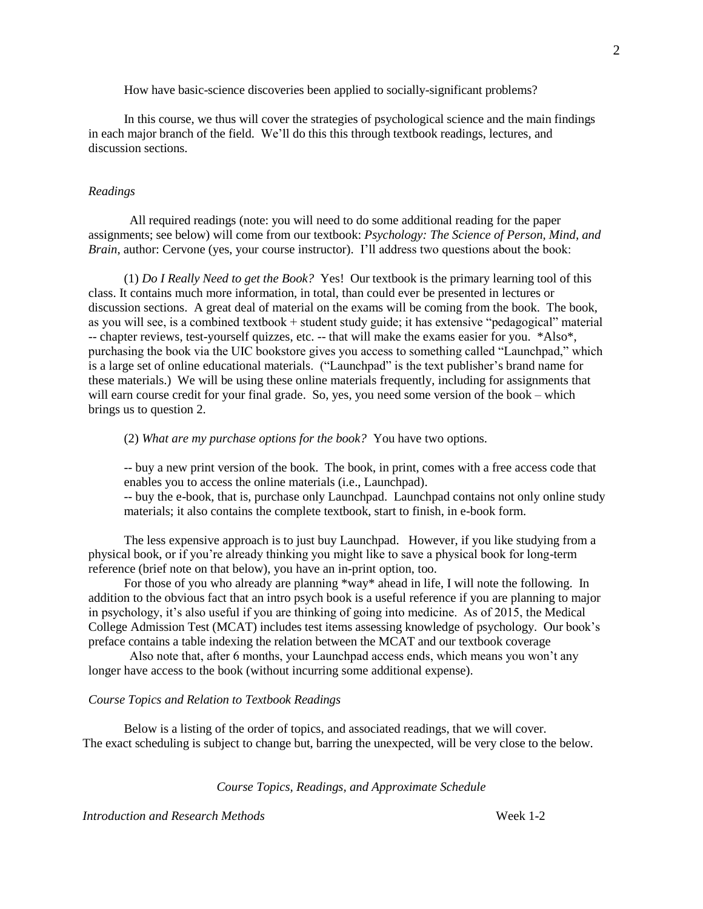How have basic-science discoveries been applied to socially-significant problems?

In this course, we thus will cover the strategies of psychological science and the main findings in each major branch of the field. We'll do this this through textbook readings, lectures, and discussion sections.

*Readings*

All required readings (note: you will need to do some additional reading for the paper assignments; see below) will come from our textbook: *Psychology: The Science of Person, Mind, and Brain*, author: Cervone (yes, your course instructor). I'll address two questions about the book:

(1) *Do I Really Need to get the Book?* Yes! Our textbook is the primary learning tool of this class. It contains much more information, in total, than could ever be presented in lectures or discussion sections. A great deal of material on the exams will be coming from the book. The book, as you will see, is a combined textbook + student study guide; it has extensive "pedagogical" material -- chapter reviews, test-yourself quizzes, etc. -- that will make the exams easier for you. *Also*, purchasing the book via the UIC bookstore gives you access to something called "Launchpad," which is a large set of online educational materials. ("Launchpad" is the text publisher's brand name for these materials.) We will be using these online materials frequently, including for assignments that will earn course credit for your final grade. So, yes, you need some version of the book – which brings us to question 2.

(2) *What are my purchase options for the book?* You have two options.

-- buy a new print version of the book. The book, in print, comes with a free access code that enables you to access the online materials (i.e., Launchpad).
-- buy the e-book, that is, purchase only Launchpad. Launchpad contains not only online study materials; it also contains the complete textbook, start to finish, in e-book form.

The less expensive approach is to just buy Launchpad. However, if you like studying from a physical book, or if you're already thinking you might like to save a physical book for long-term reference (brief note on that below), you have an in-print option, too.

For those of you who already are planning *way* ahead in life, I will note the following. In addition to the obvious fact that an intro psych book is a useful reference if you are planning to major in psychology, it's also useful if you are thinking of going into medicine. As of 2015, the Medical College Admission Test (MCAT) includes test items assessing knowledge of psychology. Our book's preface contains a table indexing the relation between the MCAT and our textbook coverage

Also note that, after 6 months, your Launchpad access ends, which means you won't any longer have access to the book (without incurring some additional expense).

*Course Topics and Relation to Textbook Readings*

Below is a listing of the order of topics, and associated readings, that we will cover. The exact scheduling is subject to change but, barring the unexpected, will be very close to the below.

*Course Topics, Readings, and Approximate Schedule*

*Introduction and Research Methods* Week 1-2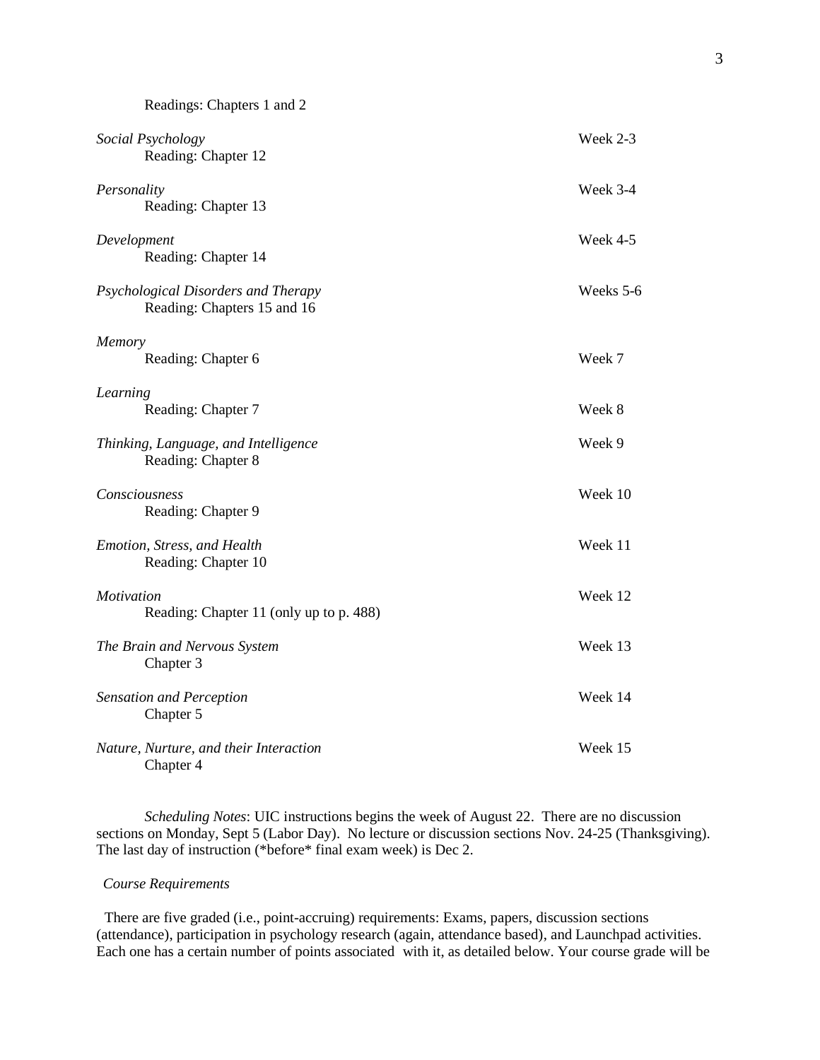Readings: Chapters 1 and 2

| Topic | Week |
|---|---|
| *Social Psychology*<br>Reading: Chapter 12 | Week 2-3 |
| *Personality*<br>Reading: Chapter 13 | Week 3-4 |
| *Development*<br>Reading: Chapter 14 | Week 4-5 |
| *Psychological Disorders and Therapy*<br>Reading: Chapters 15 and 16 | Weeks 5-6 |
| *Memory*<br>Reading: Chapter 6 | Week 7 |
| *Learning*<br>Reading: Chapter 7 | Week 8 |
| *Thinking, Language, and Intelligence*<br>Reading: Chapter 8 | Week 9 |
| *Consciousness*<br>Reading: Chapter 9 | Week 10 |
| *Emotion, Stress, and Health*<br>Reading: Chapter 10 | Week 11 |
| *Motivation*<br>Reading: Chapter 11 (only up to p. 488) | Week 12 |
| *The Brain and Nervous System*<br>Chapter 3 | Week 13 |
| *Sensation and Perception*<br>Chapter 5 | Week 14 |
| *Nature, Nurture, and their Interaction*<br>Chapter 4 | Week 15 |

*Scheduling Notes*: UIC instructions begins the week of August 22. There are no discussion sections on Monday, Sept 5 (Labor Day). No lecture or discussion sections Nov. 24-25 (Thanksgiving). The last day of instruction (*before* final exam week) is Dec 2.

*Course Requirements*

There are five graded (i.e., point-accruing) requirements: Exams, papers, discussion sections (attendance), participation in psychology research (again, attendance based), and Launchpad activities. Each one has a certain number of points associated with it, as detailed below. Your course grade will be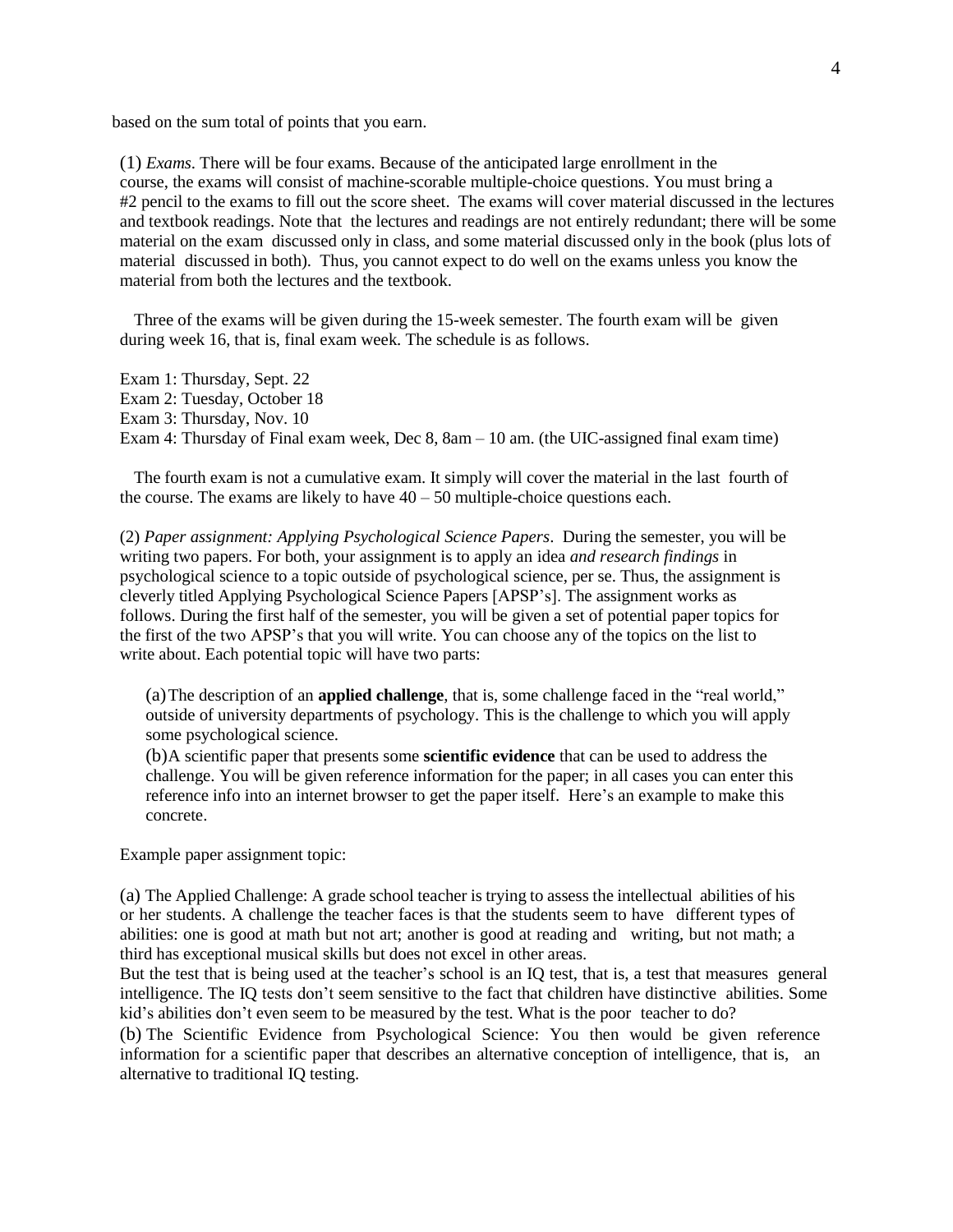based on the sum total of points that you earn.

(1) *Exams*. There will be four exams. Because of the anticipated large enrollment in the course, the exams will consist of machine-scorable multiple-choice questions. You must bring a #2 pencil to the exams to fill out the score sheet. The exams will cover material discussed in the lectures and textbook readings. Note that the lectures and readings are not entirely redundant; there will be some material on the exam discussed only in class, and some material discussed only in the book (plus lots of material discussed in both). Thus, you cannot expect to do well on the exams unless you know the material from both the lectures and the textbook.

Three of the exams will be given during the 15-week semester. The fourth exam will be given during week 16, that is, final exam week. The schedule is as follows.

Exam 1: Thursday, Sept. 22
Exam 2: Tuesday, October 18
Exam 3: Thursday, Nov. 10
Exam 4: Thursday of Final exam week, Dec 8, 8am – 10 am. (the UIC-assigned final exam time)

The fourth exam is not a cumulative exam. It simply will cover the material in the last fourth of the course. The exams are likely to have 40 – 50 multiple-choice questions each.

(2) *Paper assignment: Applying Psychological Science Papers*. During the semester, you will be writing two papers. For both, your assignment is to apply an idea *and research findings* in psychological science to a topic outside of psychological science, per se. Thus, the assignment is cleverly titled Applying Psychological Science Papers [APSP's]. The assignment works as follows. During the first half of the semester, you will be given a set of potential paper topics for the first of the two APSP's that you will write. You can choose any of the topics on the list to write about. Each potential topic will have two parts:

(a) The description of an **applied challenge**, that is, some challenge faced in the "real world," outside of university departments of psychology. This is the challenge to which you will apply some psychological science.

(b) A scientific paper that presents some **scientific evidence** that can be used to address the challenge. You will be given reference information for the paper; in all cases you can enter this reference info into an internet browser to get the paper itself. Here's an example to make this concrete.

Example paper assignment topic:

(a) The Applied Challenge: A grade school teacher is trying to assess the intellectual abilities of his or her students. A challenge the teacher faces is that the students seem to have different types of abilities: one is good at math but not art; another is good at reading and writing, but not math; a third has exceptional musical skills but does not excel in other areas.
But the test that is being used at the teacher's school is an IQ test, that is, a test that measures general intelligence. The IQ tests don't seem sensitive to the fact that children have distinctive abilities. Some kid's abilities don't even seem to be measured by the test. What is the poor teacher to do?

(b) The Scientific Evidence from Psychological Science: You then would be given reference information for a scientific paper that describes an alternative conception of intelligence, that is, an alternative to traditional IQ testing.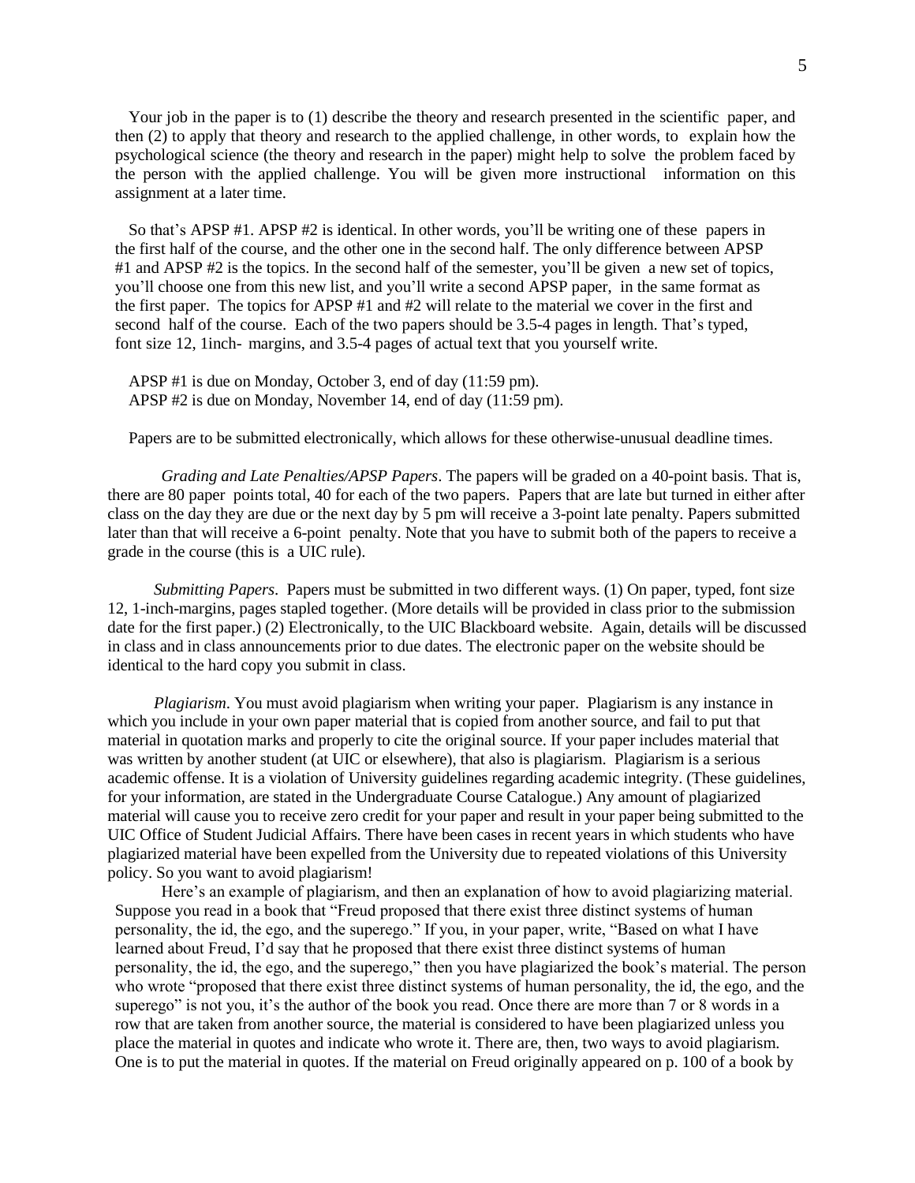Your job in the paper is to (1) describe the theory and research presented in the scientific paper, and then (2) to apply that theory and research to the applied challenge, in other words, to explain how the psychological science (the theory and research in the paper) might help to solve the problem faced by the person with the applied challenge. You will be given more instructional information on this assignment at a later time.

So that's APSP #1. APSP #2 is identical. In other words, you'll be writing one of these papers in the first half of the course, and the other one in the second half. The only difference between APSP #1 and APSP #2 is the topics. In the second half of the semester, you'll be given a new set of topics, you'll choose one from this new list, and you'll write a second APSP paper, in the same format as the first paper. The topics for APSP #1 and #2 will relate to the material we cover in the first and second half of the course. Each of the two papers should be 3.5-4 pages in length. That's typed, font size 12, 1inch- margins, and 3.5-4 pages of actual text that you yourself write.

APSP #1 is due on Monday, October 3, end of day (11:59 pm).
APSP #2 is due on Monday, November 14, end of day (11:59 pm).

Papers are to be submitted electronically, which allows for these otherwise-unusual deadline times.

*Grading and Late Penalties/APSP Papers*. The papers will be graded on a 40-point basis. That is, there are 80 paper points total, 40 for each of the two papers. Papers that are late but turned in either after class on the day they are due or the next day by 5 pm will receive a 3-point late penalty. Papers submitted later than that will receive a 6-point penalty. Note that you have to submit both of the papers to receive a grade in the course (this is a UIC rule).

*Submitting Papers*. Papers must be submitted in two different ways. (1) On paper, typed, font size 12, 1-inch-margins, pages stapled together. (More details will be provided in class prior to the submission date for the first paper.) (2) Electronically, to the UIC Blackboard website. Again, details will be discussed in class and in class announcements prior to due dates. The electronic paper on the website should be identical to the hard copy you submit in class.

*Plagiarism*. You must avoid plagiarism when writing your paper. Plagiarism is any instance in which you include in your own paper material that is copied from another source, and fail to put that material in quotation marks and properly to cite the original source. If your paper includes material that was written by another student (at UIC or elsewhere), that also is plagiarism. Plagiarism is a serious academic offense. It is a violation of University guidelines regarding academic integrity. (These guidelines, for your information, are stated in the Undergraduate Course Catalogue.) Any amount of plagiarized material will cause you to receive zero credit for your paper and result in your paper being submitted to the UIC Office of Student Judicial Affairs. There have been cases in recent years in which students who have plagiarized material have been expelled from the University due to repeated violations of this University policy. So you want to avoid plagiarism!

Here's an example of plagiarism, and then an explanation of how to avoid plagiarizing material. Suppose you read in a book that "Freud proposed that there exist three distinct systems of human personality, the id, the ego, and the superego." If you, in your paper, write, "Based on what I have learned about Freud, I'd say that he proposed that there exist three distinct systems of human personality, the id, the ego, and the superego," then you have plagiarized the book's material. The person who wrote "proposed that there exist three distinct systems of human personality, the id, the ego, and the superego" is not you, it's the author of the book you read. Once there are more than 7 or 8 words in a row that are taken from another source, the material is considered to have been plagiarized unless you place the material in quotes and indicate who wrote it. There are, then, two ways to avoid plagiarism. One is to put the material in quotes. If the material on Freud originally appeared on p. 100 of a book by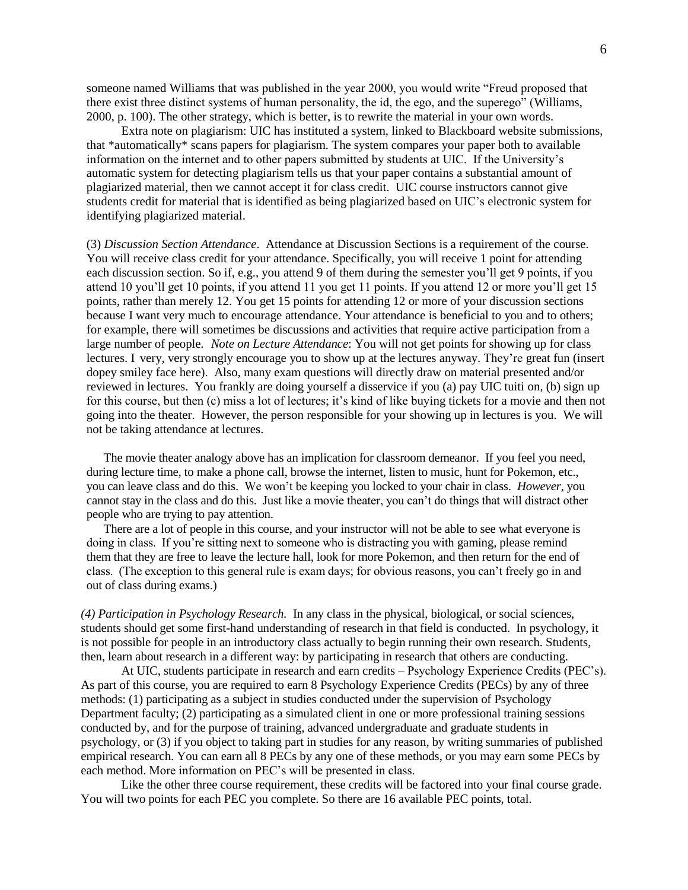someone named Williams that was published in the year 2000, you would write "Freud proposed that there exist three distinct systems of human personality, the id, the ego, and the superego" (Williams, 2000, p. 100). The other strategy, which is better, is to rewrite the material in your own words.

Extra note on plagiarism: UIC has instituted a system, linked to Blackboard website submissions, that *automatically* scans papers for plagiarism. The system compares your paper both to available information on the internet and to other papers submitted by students at UIC. If the University's automatic system for detecting plagiarism tells us that your paper contains a substantial amount of plagiarized material, then we cannot accept it for class credit. UIC course instructors cannot give students credit for material that is identified as being plagiarized based on UIC's electronic system for identifying plagiarized material.

(3) *Discussion Section Attendance*. Attendance at Discussion Sections is a requirement of the course. You will receive class credit for your attendance. Specifically, you will receive 1 point for attending each discussion section. So if, e.g., you attend 9 of them during the semester you'll get 9 points, if you attend 10 you'll get 10 points, if you attend 11 you get 11 points. If you attend 12 or more you'll get 15 points, rather than merely 12. You get 15 points for attending 12 or more of your discussion sections because I want very much to encourage attendance. Your attendance is beneficial to you and to others; for example, there will sometimes be discussions and activities that require active participation from a large number of people. *Note on Lecture Attendance*: You will not get points for showing up for class lectures. I very, very strongly encourage you to show up at the lectures anyway. They're great fun (insert dopey smiley face here). Also, many exam questions will directly draw on material presented and/or reviewed in lectures. You frankly are doing yourself a disservice if you (a) pay UIC tuiti on, (b) sign up for this course, but then (c) miss a lot of lectures; it's kind of like buying tickets for a movie and then not going into the theater. However, the person responsible for your showing up in lectures is you. We will not be taking attendance at lectures.

The movie theater analogy above has an implication for classroom demeanor. If you feel you need, during lecture time, to make a phone call, browse the internet, listen to music, hunt for Pokemon, etc., you can leave class and do this. We won't be keeping you locked to your chair in class. *However*, you cannot stay in the class and do this. Just like a movie theater, you can't do things that will distract other people who are trying to pay attention.

There are a lot of people in this course, and your instructor will not be able to see what everyone is doing in class. If you're sitting next to someone who is distracting you with gaming, please remind them that they are free to leave the lecture hall, look for more Pokemon, and then return for the end of class. (The exception to this general rule is exam days; for obvious reasons, you can't freely go in and out of class during exams.)

*(4) Participation in Psychology Research.* In any class in the physical, biological, or social sciences, students should get some first-hand understanding of research in that field is conducted. In psychology, it is not possible for people in an introductory class actually to begin running their own research. Students, then, learn about research in a different way: by participating in research that others are conducting.

At UIC, students participate in research and earn credits – Psychology Experience Credits (PEC's). As part of this course, you are required to earn 8 Psychology Experience Credits (PECs) by any of three methods: (1) participating as a subject in studies conducted under the supervision of Psychology Department faculty; (2) participating as a simulated client in one or more professional training sessions conducted by, and for the purpose of training, advanced undergraduate and graduate students in psychology, or (3) if you object to taking part in studies for any reason, by writing summaries of published empirical research. You can earn all 8 PECs by any one of these methods, or you may earn some PECs by each method. More information on PEC's will be presented in class.

Like the other three course requirement, these credits will be factored into your final course grade. You will two points for each PEC you complete. So there are 16 available PEC points, total.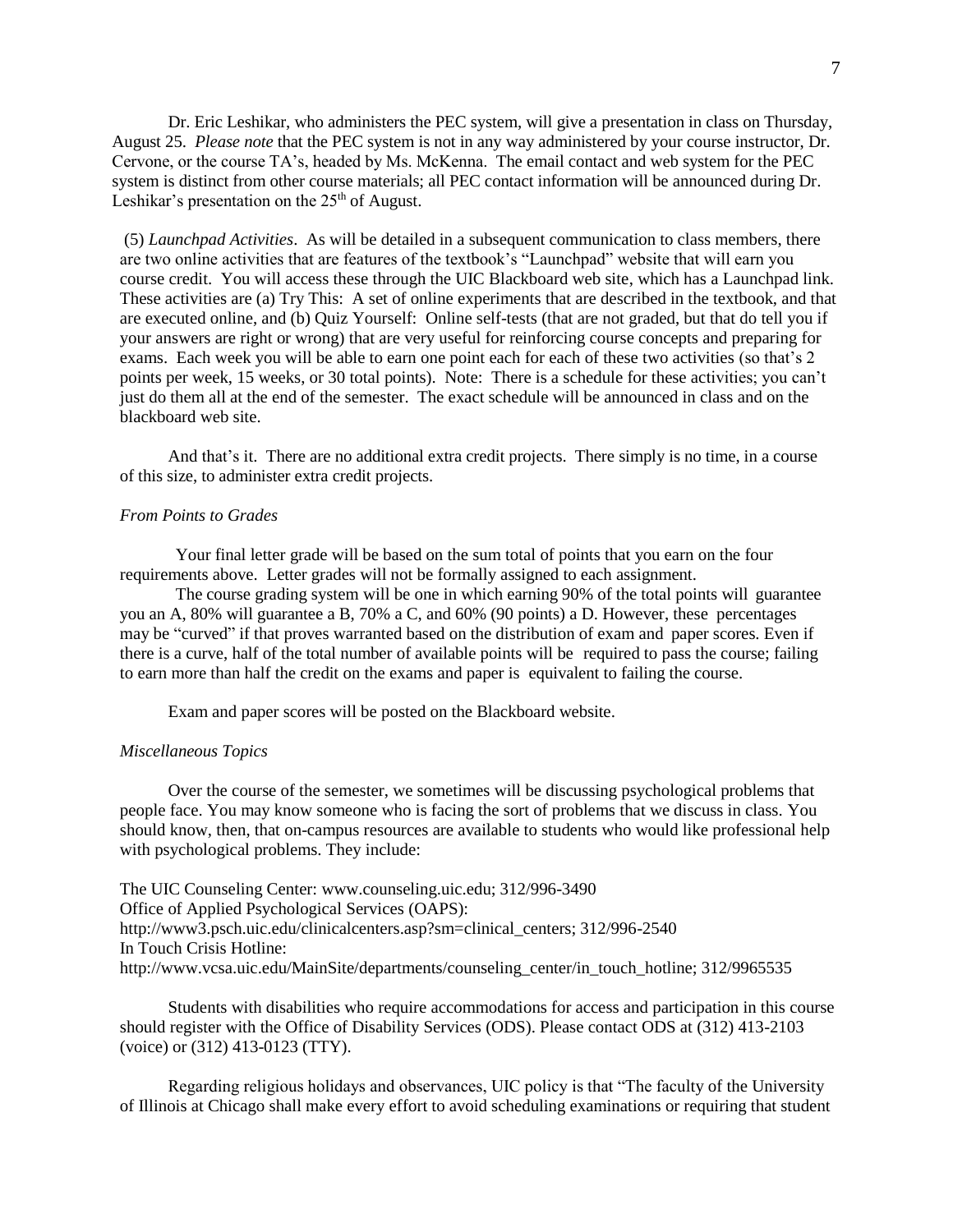Dr. Eric Leshikar, who administers the PEC system, will give a presentation in class on Thursday, August 25. *Please note* that the PEC system is not in any way administered by your course instructor, Dr. Cervone, or the course TA's, headed by Ms. McKenna. The email contact and web system for the PEC system is distinct from other course materials; all PEC contact information will be announced during Dr. Leshikar's presentation on the 25th of August.

(5) *Launchpad Activities*. As will be detailed in a subsequent communication to class members, there are two online activities that are features of the textbook's "Launchpad" website that will earn you course credit. You will access these through the UIC Blackboard web site, which has a Launchpad link. These activities are (a) Try This: A set of online experiments that are described in the textbook, and that are executed online, and (b) Quiz Yourself: Online self-tests (that are not graded, but that do tell you if your answers are right or wrong) that are very useful for reinforcing course concepts and preparing for exams. Each week you will be able to earn one point each for each of these two activities (so that's 2 points per week, 15 weeks, or 30 total points). Note: There is a schedule for these activities; you can't just do them all at the end of the semester. The exact schedule will be announced in class and on the blackboard web site.

And that's it. There are no additional extra credit projects. There simply is no time, in a course of this size, to administer extra credit projects.

*From Points to Grades*

Your final letter grade will be based on the sum total of points that you earn on the four requirements above. Letter grades will not be formally assigned to each assignment.

The course grading system will be one in which earning 90% of the total points will guarantee you an A, 80% will guarantee a B, 70% a C, and 60% (90 points) a D. However, these percentages may be "curved" if that proves warranted based on the distribution of exam and paper scores. Even if there is a curve, half of the total number of available points will be required to pass the course; failing to earn more than half the credit on the exams and paper is equivalent to failing the course.

Exam and paper scores will be posted on the Blackboard website.

*Miscellaneous Topics*

Over the course of the semester, we sometimes will be discussing psychological problems that people face. You may know someone who is facing the sort of problems that we discuss in class. You should know, then, that on-campus resources are available to students who would like professional help with psychological problems. They include:

The UIC Counseling Center: www.counseling.uic.edu; 312/996-3490
Office of Applied Psychological Services (OAPS):
http://www3.psch.uic.edu/clinicalcenters.asp?sm=clinical_centers; 312/996-2540
In Touch Crisis Hotline:
http://www.vcsa.uic.edu/MainSite/departments/counseling_center/in_touch_hotline; 312/9965535

Students with disabilities who require accommodations for access and participation in this course should register with the Office of Disability Services (ODS). Please contact ODS at (312) 413-2103 (voice) or (312) 413-0123 (TTY).

Regarding religious holidays and observances, UIC policy is that "The faculty of the University of Illinois at Chicago shall make every effort to avoid scheduling examinations or requiring that student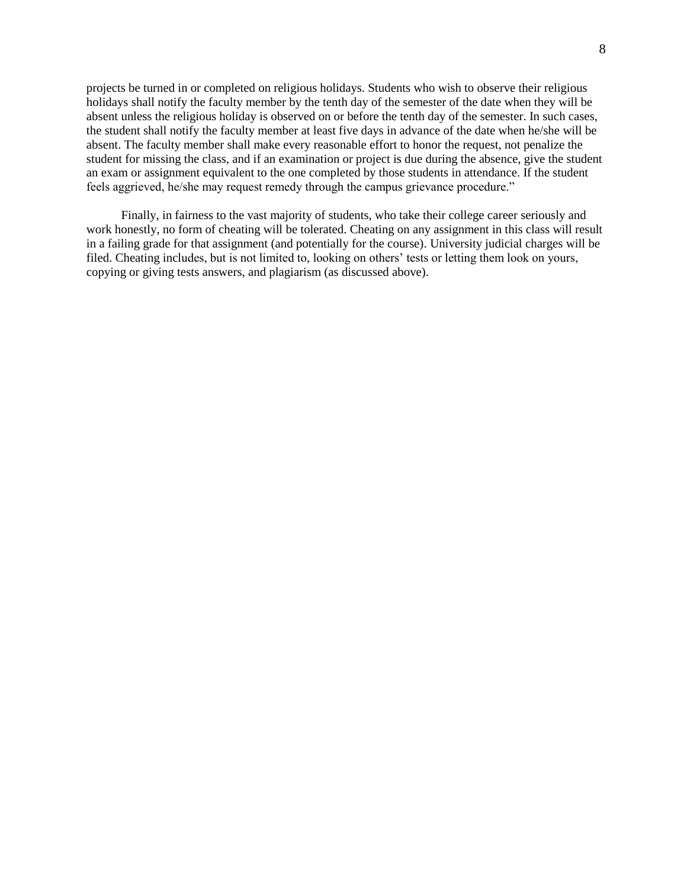projects be turned in or completed on religious holidays. Students who wish to observe their religious holidays shall notify the faculty member by the tenth day of the semester of the date when they will be absent unless the religious holiday is observed on or before the tenth day of the semester. In such cases, the student shall notify the faculty member at least five days in advance of the date when he/she will be absent. The faculty member shall make every reasonable effort to honor the request, not penalize the student for missing the class, and if an examination or project is due during the absence, give the student an exam or assignment equivalent to the one completed by those students in attendance. If the student feels aggrieved, he/she may request remedy through the campus grievance procedure."

Finally, in fairness to the vast majority of students, who take their college career seriously and work honestly, no form of cheating will be tolerated. Cheating on any assignment in this class will result in a failing grade for that assignment (and potentially for the course). University judicial charges will be filed. Cheating includes, but is not limited to, looking on others' tests or letting them look on yours, copying or giving tests answers, and plagiarism (as discussed above).